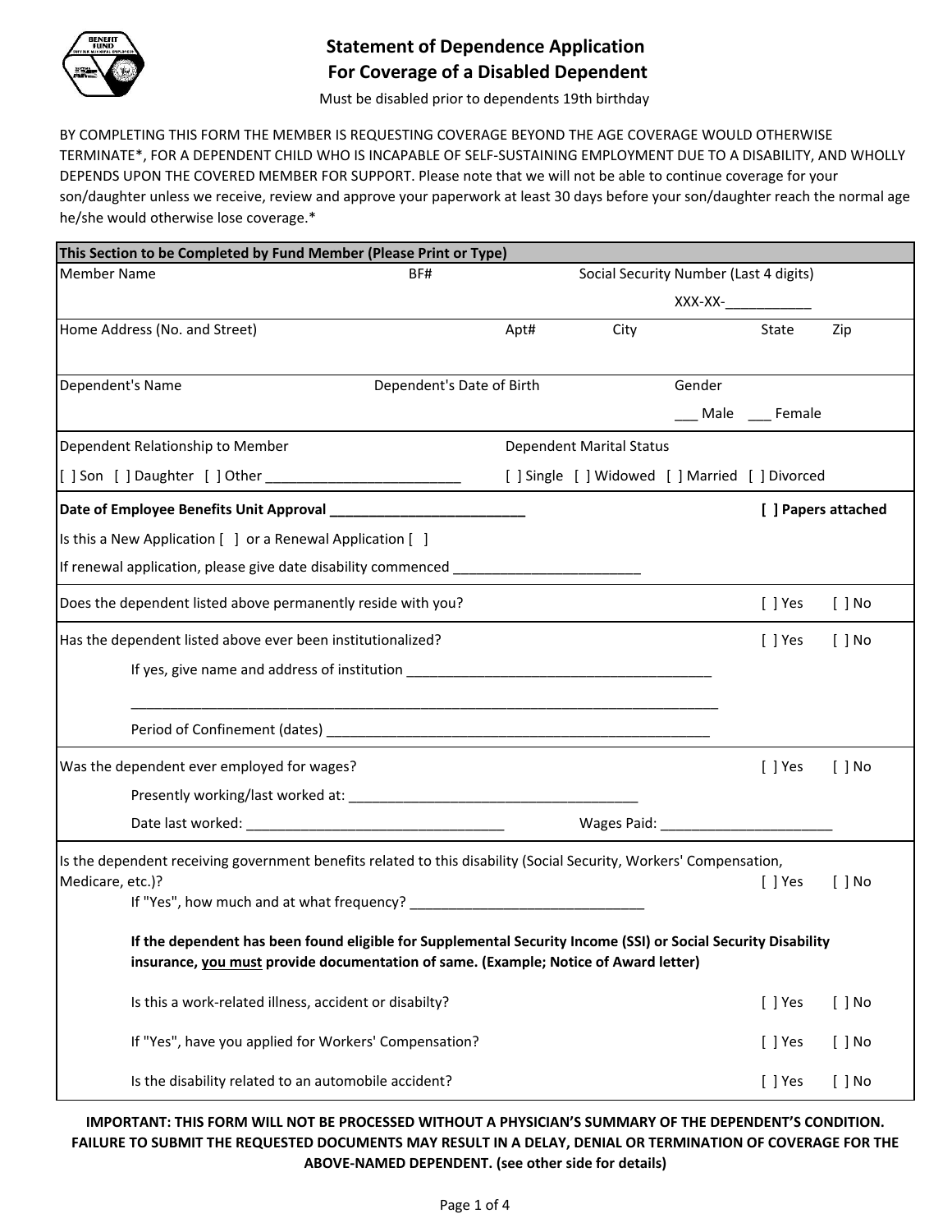# Statement of Dependence Application
## For Coverage of a Disabled Dependent

Must be disabled prior to dependents 19th birthday

BY COMPLETING THIS FORM THE MEMBER IS REQUESTING COVERAGE BEYOND THE AGE COVERAGE WOULD OTHERWISE TERMINATE*, FOR A DEPENDENT CHILD WHO IS INCAPABLE OF SELF-SUSTAINING EMPLOYMENT DUE TO A DISABILITY, AND WHOLLY DEPENDS UPON THE COVERED MEMBER FOR SUPPORT. Please note that we will not be able to continue coverage for your son/daughter unless we receive, review and approve your paperwork at least 30 days before your son/daughter reach the normal age he/she would otherwise lose coverage.*

**This Section to be Completed by Fund Member (Please Print or Type)**

Member Name | BF# | Social Security Number (Last 4 digits) XXX-XX-___________

Home Address (No. and Street) | Apt# | City | State | Zip

Dependent's Name | Dependent's Date of Birth | Gender ___ Male ___ Female

Dependent Relationship to Member
[ ] Son [ ] Daughter [ ] Other _________________________

Dependent Marital Status
[ ] Single [ ] Widowed [ ] Married [ ] Divorced

**Date of Employee Benefits Unit Approval _________________________** **[ ] Papers attached**

Is this a New Application [ ] or a Renewal Application [ ]

If renewal application, please give date disability commenced ________________________

Does the dependent listed above permanently reside with you? [ ] Yes [ ] No

Has the dependent listed above ever been institutionalized? [ ] Yes [ ] No

If yes, give name and address of institution ________________________________________

_____________________________________________________________________________

Period of Confinement (dates) __________________________________________________

Was the dependent ever employed for wages? [ ] Yes [ ] No

Presently working/last worked at: _____________________________________

Date last worked: __________________________________ Wages Paid: ______________________

Is the dependent receiving government benefits related to this disability (Social Security, Workers' Compensation, Medicare, etc.)? [ ] Yes [ ] No

If "Yes", how much and at what frequency? ______________________________

**If the dependent has been found eligible for Supplemental Security Income (SSI) or Social Security Disability insurance, you must provide documentation of same. (Example; Notice of Award letter)**

Is this a work-related illness, accident or disabilty? [ ] Yes [ ] No

If "Yes", have you applied for Workers' Compensation? [ ] Yes [ ] No

Is the disability related to an automobile accident? [ ] Yes [ ] No

**IMPORTANT: THIS FORM WILL NOT BE PROCESSED WITHOUT A PHYSICIAN'S SUMMARY OF THE DEPENDENT'S CONDITION. FAILURE TO SUBMIT THE REQUESTED DOCUMENTS MAY RESULT IN A DELAY, DENIAL OR TERMINATION OF COVERAGE FOR THE ABOVE-NAMED DEPENDENT. (see other side for details)**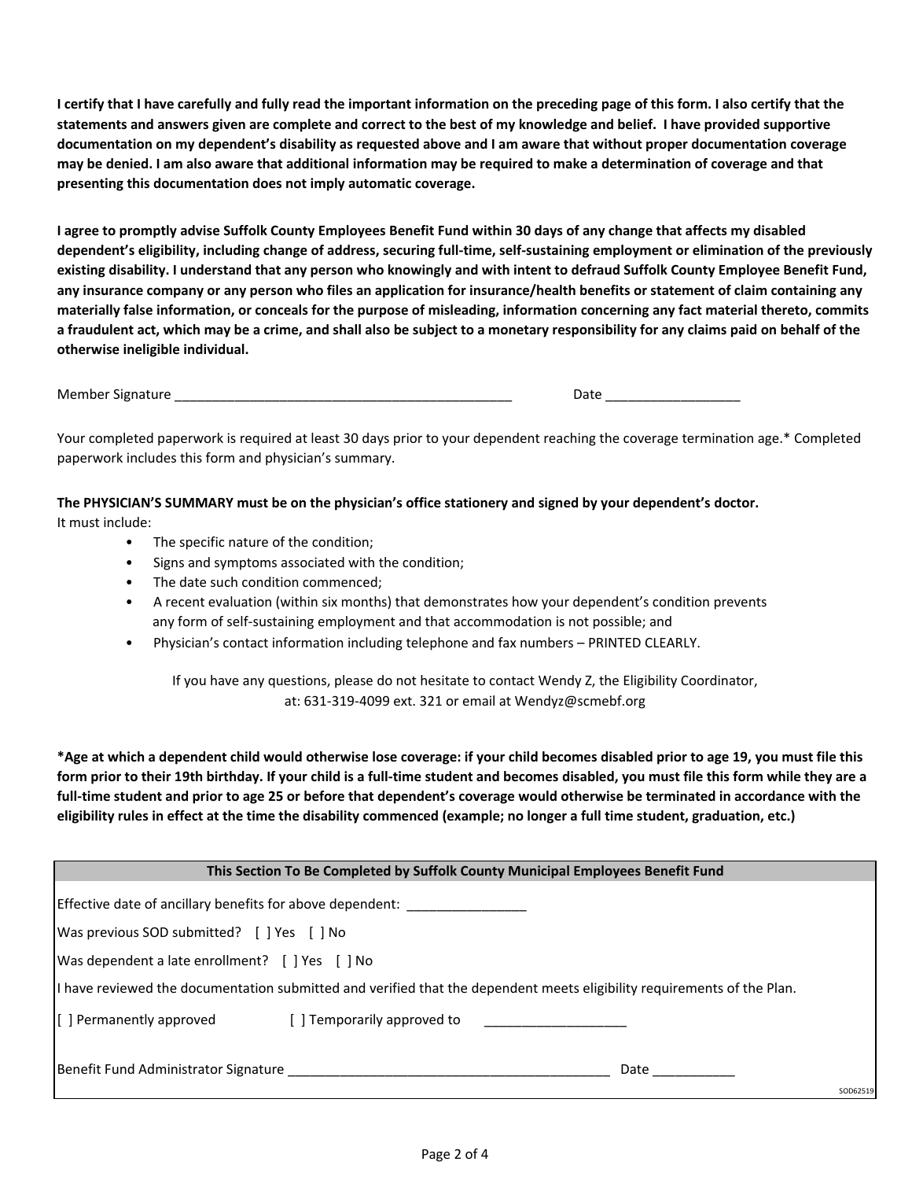**I certify that I have carefully and fully read the important information on the preceding page of this form. I also certify that the statements and answers given are complete and correct to the best of my knowledge and belief. I have provided supportive documentation on my dependent's disability as requested above and I am aware that without proper documentation coverage may be denied. I am also aware that additional information may be required to make a determination of coverage and that presenting this documentation does not imply automatic coverage.**

**I agree to promptly advise Suffolk County Employees Benefit Fund within 30 days of any change that affects my disabled dependent's eligibility, including change of address, securing full-time, self-sustaining employment or elimination of the previously existing disability. I understand that any person who knowingly and with intent to defraud Suffolk County Employee Benefit Fund, any insurance company or any person who files an application for insurance/health benefits or statement of claim containing any materially false information, or conceals for the purpose of misleading, information concerning any fact material thereto, commits a fraudulent act, which may be a crime, and shall also be subject to a monetary responsibility for any claims paid on behalf of the otherwise ineligible individual.**

Member Signature ______________________________________________ Date __________________

Your completed paperwork is required at least 30 days prior to your dependent reaching the coverage termination age.* Completed paperwork includes this form and physician's summary.

**The PHYSICIAN'S SUMMARY must be on the physician's office stationery and signed by your dependent's doctor.**
It must include:

- The specific nature of the condition;
- Signs and symptoms associated with the condition;
- The date such condition commenced;
- A recent evaluation (within six months) that demonstrates how your dependent's condition prevents any form of self-sustaining employment and that accommodation is not possible; and
- Physician's contact information including telephone and fax numbers – PRINTED CLEARLY.

If you have any questions, please do not hesitate to contact Wendy Z, the Eligibility Coordinator, at: 631-319-4099 ext. 321 or email at Wendyz@scmebf.org

**\*Age at which a dependent child would otherwise lose coverage: if your child becomes disabled prior to age 19, you must file this form prior to their 19th birthday. If your child is a full-time student and becomes disabled, you must file this form while they are a full-time student and prior to age 25 or before that dependent's coverage would otherwise be terminated in accordance with the eligibility rules in effect at the time the disability commenced (example; no longer a full time student, graduation, etc.)**

| **This Section To Be Completed by Suffolk County Municipal Employees Benefit Fund** |
|---|
| Effective date of ancillary benefits for above dependent: ________________ |
| Was previous SOD submitted? [ ] Yes [ ] No |
| Was dependent a late enrollment? [ ] Yes [ ] No |
| I have reviewed the documentation submitted and verified that the dependent meets eligibility requirements of the Plan. |
| [ ] Permanently approved [ ] Temporarily approved to ___________________ |
| Benefit Fund Administrator Signature ____________________________________________ Date ___________ |

SOD62519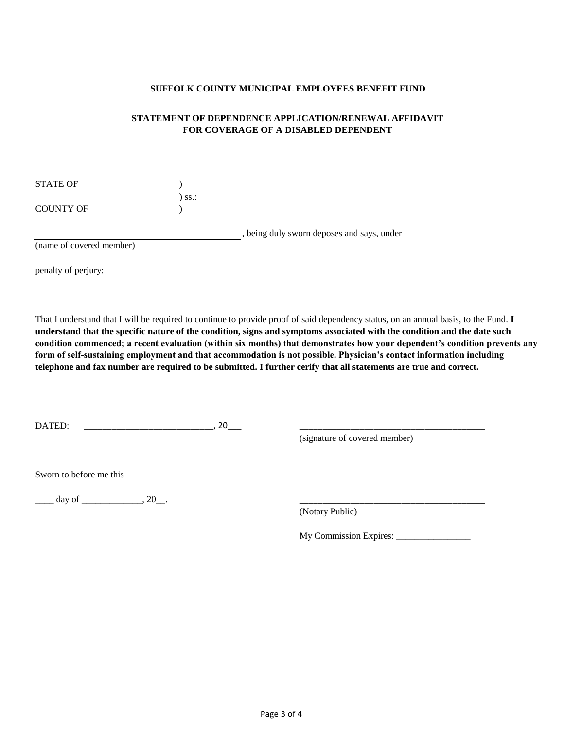**SUFFOLK COUNTY MUNICIPAL EMPLOYEES BENEFIT FUND**

**STATEMENT OF DEPENDENCE APPLICATION/RENEWAL AFFIDAVIT FOR COVERAGE OF A DISABLED DEPENDENT**

STATE OF )
) ss.:
COUNTY OF )

_______________________________________, being duly sworn deposes and says, under
(name of covered member)

penalty of perjury:

That I understand that I will be required to continue to provide proof of said dependency status, on an annual basis, to the Fund. **I understand that the specific nature of the condition, signs and symptoms associated with the condition and the date such condition commenced; a recent evaluation (within six months) that demonstrates how your dependent's condition prevents any form of self-sustaining employment and that accommodation is not possible. Physician's contact information including telephone and fax number are required to be submitted. I further cerify that all statements are true and correct.**

DATED: ___________________________, 20___

_________________________________________
(signature of covered member)

Sworn to before me this

____ day of _____________, 20__.

_________________________________________
(Notary Public)

My Commission Expires: ________________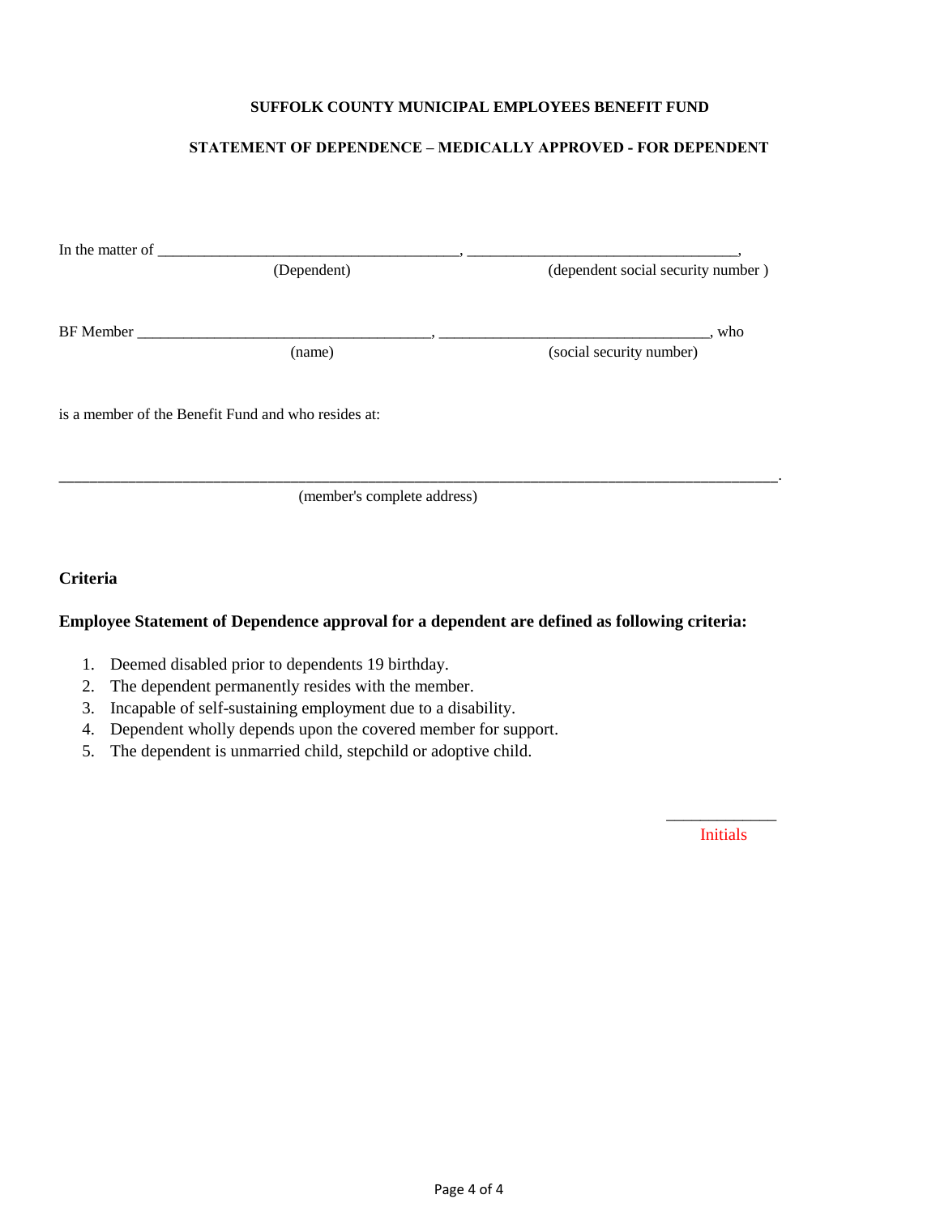**SUFFOLK COUNTY MUNICIPAL EMPLOYEES BENEFIT FUND**

**STATEMENT OF DEPENDENCE – MEDICALLY APPROVED - FOR DEPENDENT**

In the matter of ________________________________________, ___________________________________,
(Dependent) (dependent social security number )

BF Member _______________________________________, ___________________________________, who
(name) (social security number)

is a member of the Benefit Fund and who resides at:

_____________________________________________________________________________________________.
(member's complete address)

**Criteria**

**Employee Statement of Dependence approval for a dependent are defined as following criteria:**

1. Deemed disabled prior to dependents 19 birthday.
2. The dependent permanently resides with the member.
3. Incapable of self-sustaining employment due to a disability.
4. Dependent wholly depends upon the covered member for support.
5. The dependent is unmarried child, stepchild or adoptive child.

______________
Initials